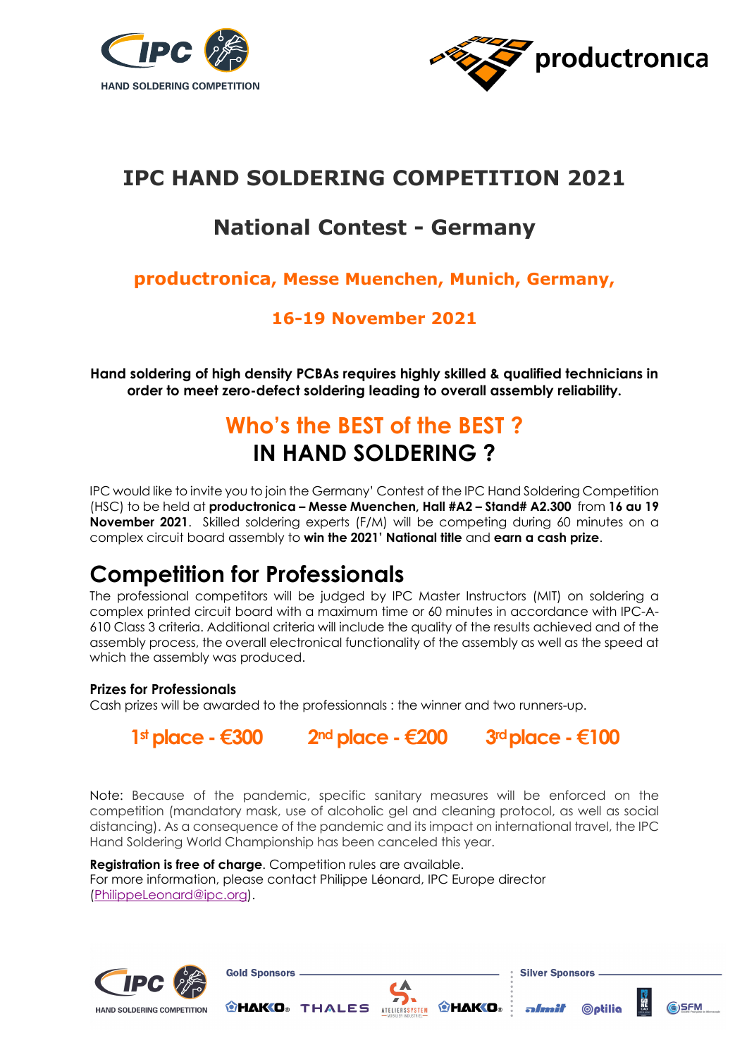HAND SOLDERING COMPETITION

productronica

# IPC HAND SOLDERING COMPETITION 2021

## National Contest - Germany

### productronica, Messe Muenchen, Munich, Germany,

### 16-19 November 2021

**Hand soldering of high density PCBAs requires highly skilled & qualified technicians in order to meet zero-defect soldering leading to overall assembly reliability.**

## Who's the BEST of the BEST ?
## IN HAND SOLDERING ?

IPC would like to invite you to join the Germany' Contest of the IPC Hand Soldering Competition (HSC) to be held at **productronica – Messe Muenchen, Hall #A2 – Stand# A2.300** from **16 au 19 November 2021**. Skilled soldering experts (F/M) will be competing during 60 minutes on a complex circuit board assembly to **win the 2021' National title** and **earn a cash prize**.

# Competition for Professionals

The professional competitors will be judged by IPC Master Instructors (MIT) on soldering a complex printed circuit board with a maximum time or 60 minutes in accordance with IPC-A-610 Class 3 criteria. Additional criteria will include the quality of the results achieved and of the assembly process, the overall electronical functionality of the assembly as well as the speed at which the assembly was produced.

### Prizes for Professionals

Cash prizes will be awarded to the professionnals : the winner and two runners-up.

**1st place - €300** **2nd place - €200** **3rd place - €100**

Note: Because of the pandemic, specific sanitary measures will be enforced on the competition (mandatory mask, use of alcoholic gel and cleaning protocol, as well as social distancing). As a consequence of the pandemic and its impact on international travel, the IPC Hand Soldering World Championship has been canceled this year.

**Registration is free of charge**. Competition rules are available.
For more information, please contact Philippe Léonard, IPC Europe director (PhilippeLeonard@ipc.org).

HAND SOLDERING COMPETITION

Gold Sponsors: HAKKO, THALES, ATELIERSSYSTEM, HAKKO

Silver Sponsors: almit, Optilia, POLYGONE, SFM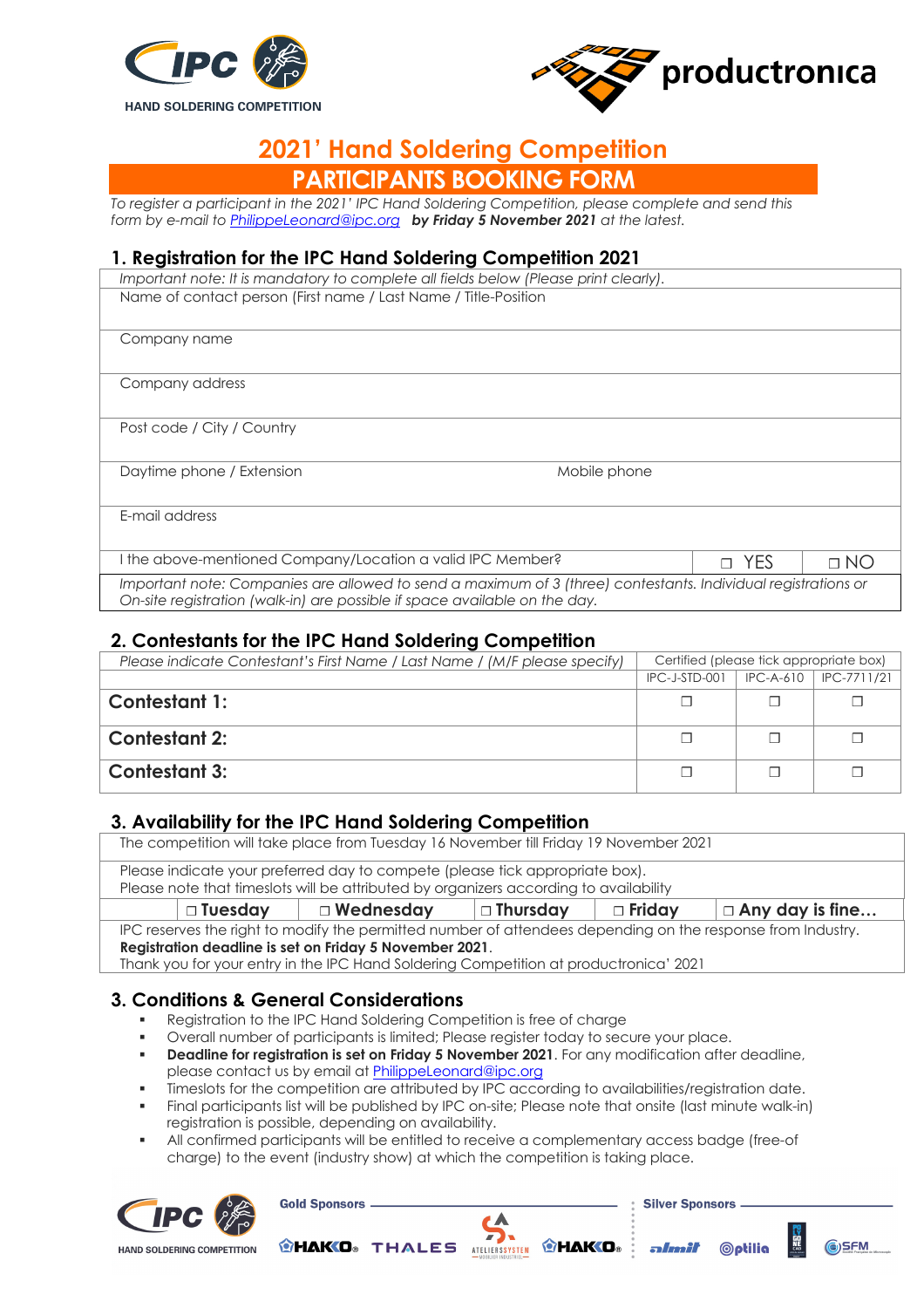HAND SOLDERING COMPETITION

productronica

# 2021' Hand Soldering Competition

## PARTICIPANTS BOOKING FORM

*To register a participant in the 2021' IPC Hand Soldering Competition, please complete and send this form by e-mail to [PhilippeLeonard@ipc.org](mailto:PhilippeLeonard@ipc.org) **by Friday 5 November 2021** at the latest.*

## 1. Registration for the IPC Hand Soldering Competition 2021

| | | |
|---|---|---|
| *Important note: It is mandatory to complete all fields below (Please print clearly).* | | |
| Name of contact person (First name / Last Name / Title-Position | | |
| Company name | | |
| Company address | | |
| Post code / City / Country | | |
| Daytime phone / Extension Mobile phone | | |
| E-mail address | | |
| I the above-mentioned Company/Location a valid IPC Member? | ☐ YES | ☐ NO |
| *Important note: Companies are allowed to send a maximum of 3 (three) contestants. Individual registrations or On-site registration (walk-in) are possible if space available on the day.* | | |

## 2. Contestants for the IPC Hand Soldering Competition

| *Please indicate Contestant's First Name / Last Name / (M/F please specify)* | Certified (please tick appropriate box) | | |
|---|---|---|---|
| | IPC-J-STD-001 | IPC-A-610 | IPC-7711/21 |
| **Contestant 1:** | ☐ | ☐ | ☐ |
| **Contestant 2:** | ☐ | ☐ | ☐ |
| **Contestant 3:** | ☐ | ☐ | ☐ |

## 3. Availability for the IPC Hand Soldering Competition

| | | | | | |
|---|---|---|---|---|---|
| The competition will take place from Tuesday 16 November till Friday 19 November 2021 | | | | | |
| Please indicate your preferred day to compete (please tick appropriate box). Please note that timeslots will be attributed by organizers according to availability | | | | | |
| | ☐ **Tuesday** | ☐ **Wednesday** | ☐ **Thursday** | ☐ **Friday** | ☐ **Any day is fine…** |
| IPC reserves the right to modify the permitted number of attendees depending on the response from Industry. **Registration deadline is set on Friday 5 November 2021**. Thank you for your entry in the IPC Hand Soldering Competition at productronica' 2021 | | | | | |

## 3. Conditions & General Considerations

- Registration to the IPC Hand Soldering Competition is free of charge
- Overall number of participants is limited; Please register today to secure your place.
- **Deadline for registration is set on Friday 5 November 2021**. For any modification after deadline, please contact us by email at [PhilippeLeonard@ipc.org](mailto:PhilippeLeonard@ipc.org)
- Timeslots for the competition are attributed by IPC according to availabilities/registration date.
- Final participants list will be published by IPC on-site; Please note that onsite (last minute walk-in) registration is possible, depending on availability.
- All confirmed participants will be entitled to receive a complementary access badge (free-of charge) to the event (industry show) at which the competition is taking place.

HAND SOLDERING COMPETITION

**Gold Sponsors**: HAKKO, THALES, ATELIERS SYSTEM, HAKKO

**Silver Sponsors**: almit, Optilia, SFM